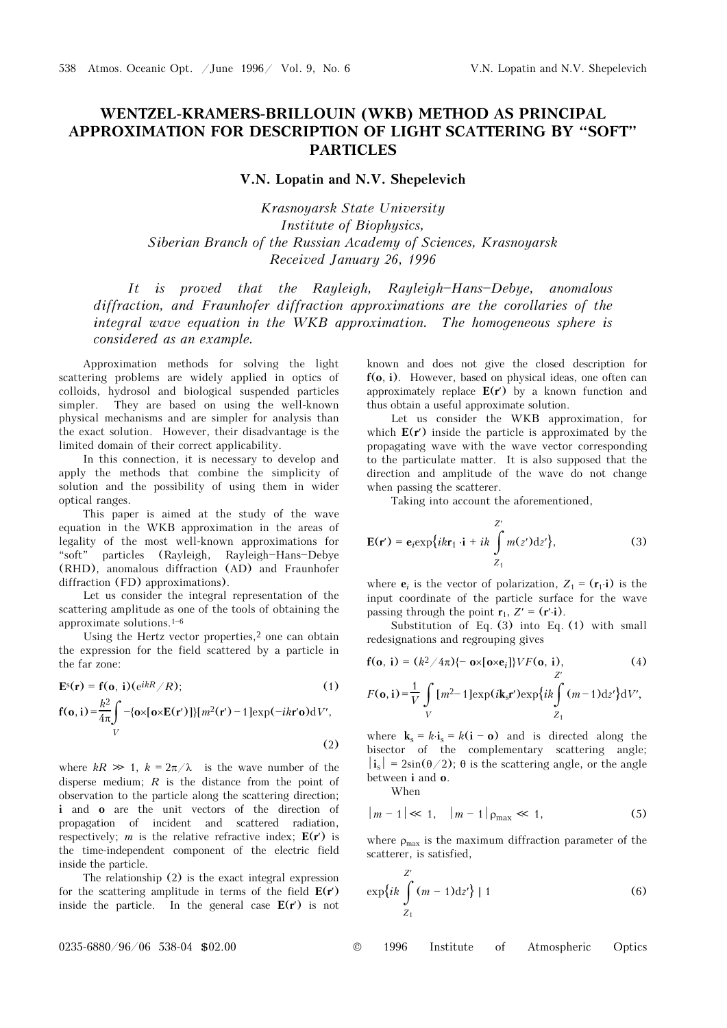# WENTZEL-KRAMERS-BRILLOUIN (WKB) METHOD AS PRINCIPAL APPROXIMATION FOR DESCRIPTION OF LIGHT SCATTERING BY "SOFT" PARTICLES

**V.N. Lopatin and N.V. Shepelevich**

*Krasnoyarsk State University*
*Institute of Biophysics,*
*Siberian Branch of the Russian Academy of Sciences, Krasnoyarsk*
*Received January 26, 1996*

*It is proved that the Rayleigh, Rayleigh–Hans–Debye, anomalous diffraction, and Fraunhofer diffraction approximations are the corollaries of the integral wave equation in the WKB approximation. The homogeneous sphere is considered as an example.*

Approximation methods for solving the light scattering problems are widely applied in optics of colloids, hydrosol and biological suspended particles simpler. They are based on using the well-known physical mechanisms and are simpler for analysis than the exact solution. However, their disadvantage is the limited domain of their correct applicability.

In this connection, it is necessary to develop and apply the methods that combine the simplicity of solution and the possibility of using them in wider optical ranges.

This paper is aimed at the study of the wave equation in the WKB approximation in the areas of legality of the most well-known approximations for "soft" particles (Rayleigh, Rayleigh–Hans–Debye (RHD), anomalous diffraction (AD) and Fraunhofer diffraction (FD) approximations).

Let us consider the integral representation of the scattering amplitude as one of the tools of obtaining the approximate solutions.[1–6]

Using the Hertz vector properties,[2] one can obtain the expression for the field scattered by a particle in the far zone:

$$\mathbf{E}^s(\mathbf{r}) = \mathbf{f}(\mathbf{o},\,\mathbf{i})(e^{ikR}/R); \tag{1}$$

$$\mathbf{f}(\mathbf{o},\mathbf{i}) = \frac{k^2}{4\pi}\int\limits_V -\{\mathbf{o}\times[\mathbf{o}\times\mathbf{E}(\mathbf{r}')]\}[m^2(\mathbf{r}')-1]\exp(-ik\mathbf{r}'\mathbf{o})\mathrm{d}V', \tag{2}$$

where $kR \gg 1$, $k = 2\pi/\lambda$ is the wave number of the disperse medium; $R$ is the distance from the point of observation to the particle along the scattering direction; $\mathbf{i}$ and $\mathbf{o}$ are the unit vectors of the direction of propagation of incident and scattered radiation, respectively; $m$ is the relative refractive index; $\mathbf{E}(\mathbf{r}')$ is the time-independent component of the electric field inside the particle.

The relationship (2) is the exact integral expression for the scattering amplitude in terms of the field $\mathbf{E}(\mathbf{r}')$ inside the particle. In the general case $\mathbf{E}(\mathbf{r}')$ is not known and does not give the closed description for $\mathbf{f}(\mathbf{o},\,\mathbf{i})$. However, based on physical ideas, one often can approximately replace $\mathbf{E}(\mathbf{r}')$ by a known function and thus obtain a useful approximate solution.

Let us consider the WKB approximation, for which $\mathbf{E}(\mathbf{r}')$ inside the particle is approximated by the propagating wave with the wave vector corresponding to the particulate matter. It is also supposed that the direction and amplitude of the wave do not change when passing the scatterer.

Taking into account the aforementioned,

$$\mathbf{E}(\mathbf{r}') = \mathbf{e}_i\exp\Big\{ik\mathbf{r}_1\cdot\mathbf{i} + ik\int\limits_{Z_1}^{Z'} m(z')\mathrm{d}z'\Big\}, \tag{3}$$

where $\mathbf{e}_i$ is the vector of polarization, $Z_1 = (\mathbf{r}_1\cdot\mathbf{i})$ is the input coordinate of the particle surface for the wave passing through the point $\mathbf{r}_1$, $Z' = (\mathbf{r}'\cdot\mathbf{i})$.

Substitution of Eq. (3) into Eq. (1) with small redesignations and regrouping gives

$$\mathbf{f}(\mathbf{o},\,\mathbf{i}) = (k^2/4\pi)\{-\,\mathbf{o}\times[\mathbf{o}\times\mathbf{e}_i]\}VF(\mathbf{o},\,\mathbf{i}), \tag{4}$$

$$F(\mathbf{o},\mathbf{i}) = \frac{1}{V}\int\limits_V [m^2-1]\exp(i\mathbf{k}_s\mathbf{r}')\exp\Big\{ik\int\limits_{Z_1}^{Z'}(m-1)\mathrm{d}z'\Big\}\mathrm{d}V',$$

where $\mathbf{k}_s = k\cdot\mathbf{i}_s = k(\mathbf{i} - \mathbf{o})$ and is directed along the bisector of the complementary scattering angle; $|\mathbf{i}_s| = 2\sin(\theta/2)$; $\theta$ is the scattering angle, or the angle between $\mathbf{i}$ and $\mathbf{o}$.

When

$$|m-1| \ll 1,\quad |m-1|\rho_{\max} \ll 1, \tag{5}$$

where $\rho_{\max}$ is the maximum diffraction parameter of the scatterer, is satisfied,

$$\exp\Big\{ik\int\limits_{Z_1}^{Z'}(m-1)\mathrm{d}z'\Big\} \mid 1 \tag{6}$$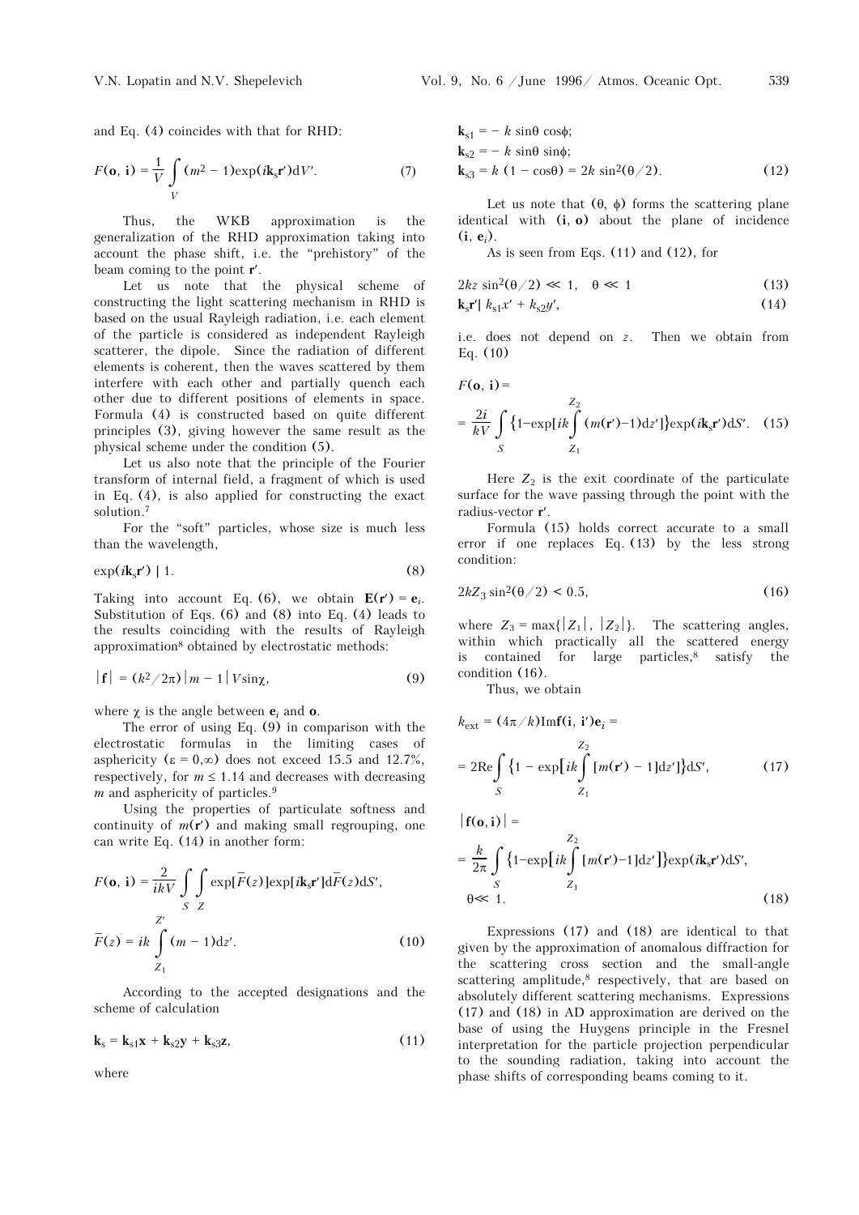and Eq. (4) coincides with that for RHD:

$$F(\mathbf{o},\,\mathbf{i}) = \frac{1}{V}\int\limits_V (m^2 - 1)\exp(i\mathbf{k}_s\mathbf{r}')\mathrm{d}V'. \qquad (7)$$

Thus, the WKB approximation is the generalization of the RHD approximation taking into account the phase shift, i.e. the "prehistory" of the beam coming to the point $\mathbf{r}'$.

Let us note that the physical scheme of constructing the light scattering mechanism in RHD is based on the usual Rayleigh radiation, i.e. each element of the particle is considered as independent Rayleigh scatterer, the dipole. Since the radiation of different elements is coherent, then the waves scattered by them interfere with each other and partially quench each other due to different positions of elements in space. Formula (4) is constructed based on quite different principles (3), giving however the same result as the physical scheme under the condition (5).

Let us also note that the principle of the Fourier transform of internal field, a fragment of which is used in Eq. (4), is also applied for constructing the exact solution.[7]

For the "soft" particles, whose size is much less than the wavelength,

$$\exp(i\mathbf{k}_s\mathbf{r}') \mid 1. \qquad (8)$$

Taking into account Eq. (6), we obtain $\mathbf{E}(\mathbf{r}') = \mathbf{e}_i$. Substitution of Eqs. (6) and (8) into Eq. (4) leads to the results coinciding with the results of Rayleigh approximation[8] obtained by electrostatic methods:

$$|\mathbf{f}| = (k^2/2\pi)\,|m - 1|\,V\sin\chi, \qquad (9)$$

where $\chi$ is the angle between $\mathbf{e}_i$ and $\mathbf{o}$.

The error of using Eq. (9) in comparison with the electrostatic formulas in the limiting cases of asphericity ($\varepsilon = 0,\infty$) does not exceed 15.5 and 12.7%, respectively, for $m \le 1.14$ and decreases with decreasing $m$ and asphericity of particles.[9]

Using the properties of particulate softness and continuity of $m(\mathbf{r}')$ and making small regrouping, one can write Eq. (14) in another form:

$$F(\mathbf{o},\,\mathbf{i}) = \frac{2}{ikV}\int\limits_S\int\limits_Z \exp[\bar{F}(z)]\exp[i\mathbf{k}_s\mathbf{r}']\mathrm{d}\bar{F}(z)\mathrm{d}S',$$

$$\bar{F}(z) = ik\int\limits_{Z_1}^{Z'} (m - 1)\mathrm{d}z'. \qquad (10)$$

According to the accepted designations and the scheme of calculation

$$\mathbf{k}_s = \mathbf{k}_{s1}\mathbf{x} + \mathbf{k}_{s2}\mathbf{y} + \mathbf{k}_{s3}\mathbf{z}, \qquad (11)$$

where

$$\mathbf{k}_{s1} = -\,k\sin\theta\cos\phi;$$
$$\mathbf{k}_{s2} = -\,k\sin\theta\sin\phi;$$
$$\mathbf{k}_{s3} = k\,(1 - \cos\theta) = 2k\sin^2(\theta/2). \qquad (12)$$

Let us note that $(\theta,\,\phi)$ forms the scattering plane identical with $(\mathbf{i},\,\mathbf{o})$ about the plane of incidence $(\mathbf{i},\,\mathbf{e}_i)$.

As is seen from Eqs. (11) and (12), for

$$2kz\sin^2(\theta/2) \ll 1, \quad \theta \ll 1 \qquad (13)$$

$$\mathbf{k}_s\mathbf{r}' |\; k_{s1}x' + k_{s2}y', \qquad (14)$$

i.e. does not depend on $z$. Then we obtain from Eq. (10)

$$F(\mathbf{o},\,\mathbf{i}) = \frac{2i}{kV}\int\limits_S \Big\{1 - \exp\Big[ik\int\limits_{Z_1}^{Z_2}(m(\mathbf{r}') - 1)\mathrm{d}z'\Big]\Big\}\exp(i\mathbf{k}_s\mathbf{r}')\mathrm{d}S'. \qquad (15)$$

Here $Z_2$ is the exit coordinate of the particulate surface for the wave passing through the point with the radius-vector $\mathbf{r}'$.

Formula (15) holds correct accurate to a small error if one replaces Eq. (13) by the less strong condition:

$$2kZ_3\sin^2(\theta/2) < 0.5, \qquad (16)$$

where $Z_3 = \max\{|Z_1|,\,|Z_2|\}$. The scattering angles, within which practically all the scattered energy is contained for large particles,[8] satisfy the condition (16).

Thus, we obtain

$$k_{\mathrm{ext}} = (4\pi/k)\mathrm{Im}\mathbf{f}(\mathbf{i},\,\mathbf{i}')\mathbf{e}_i = 2\mathrm{Re}\int\limits_S \Big\{1 - \exp\Big[ik\int\limits_{Z_1}^{Z_2}[m(\mathbf{r}') - 1]\mathrm{d}z'\Big\}\mathrm{d}S', \qquad (17)$$

$$|\mathbf{f}(\mathbf{o},\mathbf{i})| = \frac{k}{2\pi}\int\limits_S \Big\{1 - \exp\Big[ik\int\limits_{Z_1}^{Z_2}[m(\mathbf{r}') - 1]\mathrm{d}z'\Big]\Big\}\exp(i\mathbf{k}_s\mathbf{r}')\mathrm{d}S',$$
$$\theta \ll 1. \qquad (18)$$

Expressions (17) and (18) are identical to that given by the approximation of anomalous diffraction for the scattering cross section and the small-angle scattering amplitude,[8] respectively, that are based on absolutely different scattering mechanisms. Expressions (17) and (18) in AD approximation are derived on the base of using the Huygens principle in the Fresnel interpretation for the particle projection perpendicular to the sounding radiation, taking into account the phase shifts of corresponding beams coming to it.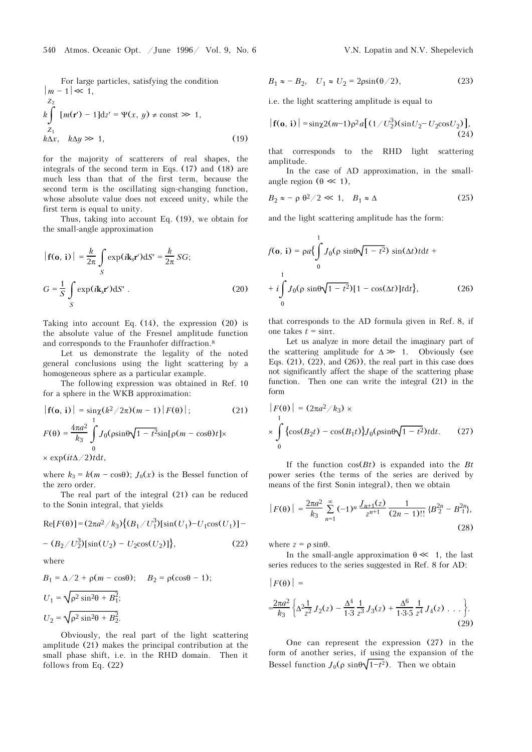For large particles, satisfying the condition $|m - 1| \ll 1$,

$$k \int_{Z_1}^{Z_2} [m(\mathbf{r}') - 1]\mathrm{d}z' = \Psi(x, y) \neq \text{const} \gg 1,$$

$$k\Delta x, \quad k\Delta y \gg 1, \tag{19}$$

for the majority of scatterers of real shapes, the integrals of the second term in Eqs. (17) and (18) are much less than that of the first term, because the second term is the oscillating sign-changing function, whose absolute value does not exceed unity, while the first term is equal to unity.

Thus, taking into account Eq. (19), we obtain for the small-angle approximation

$$|\mathbf{f}(\mathbf{o}, \mathbf{i})| = \frac{k}{2\pi} \int_S \exp(i\mathbf{k}_s\mathbf{r}')\mathrm{d}S' = \frac{k}{2\pi} SG;$$

$$G = \frac{1}{S} \int_S \exp(i\mathbf{k}_s\mathbf{r}')\mathrm{d}S' . \tag{20}$$

Taking into account Eq. (14), the expression (20) is the absolute value of the Fresnel amplitude function and corresponds to the Fraunhofer diffraction.[8]

Let us demonstrate the legality of the noted general conclusions using the light scattering by a homogeneous sphere as a particular example.

The following expression was obtained in Ref. 10 for a sphere in the WKB approximation:

$$|\mathbf{f}(\mathbf{o}, \mathbf{i})| = \sin\chi(k^2/2\pi)(m - 1)|F(\theta)|; \tag{21}$$

$$F(\theta) = \frac{4\pi a^2}{k_3} \int_0^1 J_0(\rho\sin\theta\sqrt{1 - t^2}\sin[\rho(m - \cos\theta)t]\times$$

$$\times \exp(it\Delta/2)t\mathrm{d}t,$$

where $k_3 = k(m - \cos\theta)$; $J_0(x)$ is the Bessel function of the zero order.

The real part of the integral (21) can be reduced to the Sonin integral, that yields

$$\mathrm{Re}[F(\theta)] = (2\pi a^2/k_3)\{(B_1/U_1^3)[\sin(U_1) - U_1\cos(U_1)] -$$

$$- (B_2/U_2^3)[\sin(U_2) - U_2\cos(U_2)]\}, \tag{22}$$

where

$$B_1 = \Delta/2 + \rho(m - \cos\theta); \quad B_2 = \rho(\cos\theta - 1);$$

$$U_1 = \sqrt{\rho^2\sin^2\theta + B_1^2};$$

$$U_2 = \sqrt{\rho^2\sin^2\theta + B_2^2}.$$

Obviously, the real part of the light scattering amplitude (21) makes the principal contribution at the small phase shift, i.e. in the RHD domain. Then it follows from Eq. (22)

$$B_1 \approx - B_2, \quad U_1 \approx U_2 = 2\rho\sin(\theta/2), \tag{23}$$

i.e. the light scattering amplitude is equal to

$$|\mathbf{f}(\mathbf{o}, \mathbf{i})| = \sin\chi 2(m-1)\rho^2 a\left[(1/U_2^3)(\sin U_2 - U_2\cos U_2)\right], \tag{24}$$

that corresponds to the RHD light scattering amplitude.

In the case of AD approximation, in the small-angle region ($\theta \ll 1$),

$$B_2 \approx - \rho\,\theta^2/2 \ll 1, \quad B_1 \approx \Delta \tag{25}$$

and the light scattering amplitude has the form:

$$f(\mathbf{o}, \mathbf{i}) = \rho a\Big\{\int_0^1 J_0(\rho\sin\theta\sqrt{1 - t^2})\sin(\Delta t)t\mathrm{d}t +$$

$$+ i\int_0^1 J_0(\rho\sin\theta\sqrt{1 - t^2})[1 - \cos(\Delta t)]t\mathrm{d}t\Big\}, \tag{26}$$

that corresponds to the AD formula given in Ref. 8, if one takes $t = \sin\tau$.

Let us analyze in more detail the imaginary part of the scattering amplitude for $\Delta \gg 1$. Obviously (see Eqs. (21), (22), and (26)), the real part in this case does not significantly affect the shape of the scattering phase function. Then one can write the integral (21) in the form

$$|F(\theta)| = (2\pi a^2/k_3) \times$$

$$\times \int_0^1 \{\cos(B_2 t) - \cos(B_1 t)\}J_0(\rho\sin\theta\sqrt{1 - t^2})t\mathrm{d}t. \tag{27}$$

If the function $\cos(Bt)$ is expanded into the $Bt$ power series (the terms of the series are derived by means of the first Sonin integral), then we obtain

$$|F(\theta)| = \frac{2\pi a^2}{k_3} \sum_{n=1}^{\infty} (-1)^n \frac{J_{n+1}(z)}{z^{n+1}} \frac{1}{(2n - 1)!!} \{B_2^{2n} - B_1^{2n}\}, \tag{28}$$

where $z = \rho\sin\theta$.

In the small-angle approximation $\theta \ll 1$, the last series reduces to the series suggested in Ref. 8 for AD:

$$|F(\theta)| =$$

$$= \frac{2\pi a^2}{k_3}\left\{\Delta^2\frac{1}{z^2}J_2(z) - \frac{\Delta^4}{1\cdot 3}\frac{1}{z^3}J_3(z) + \frac{\Delta^6}{1\cdot 3\cdot 5}\frac{1}{z^4}J_4(z)\ \ldots\right\}. \tag{29}$$

One can represent the expression (27) in the form of another series, if using the expansion of the Bessel function $J_0(\rho\sin\theta\sqrt{1-t^2})$. Then we obtain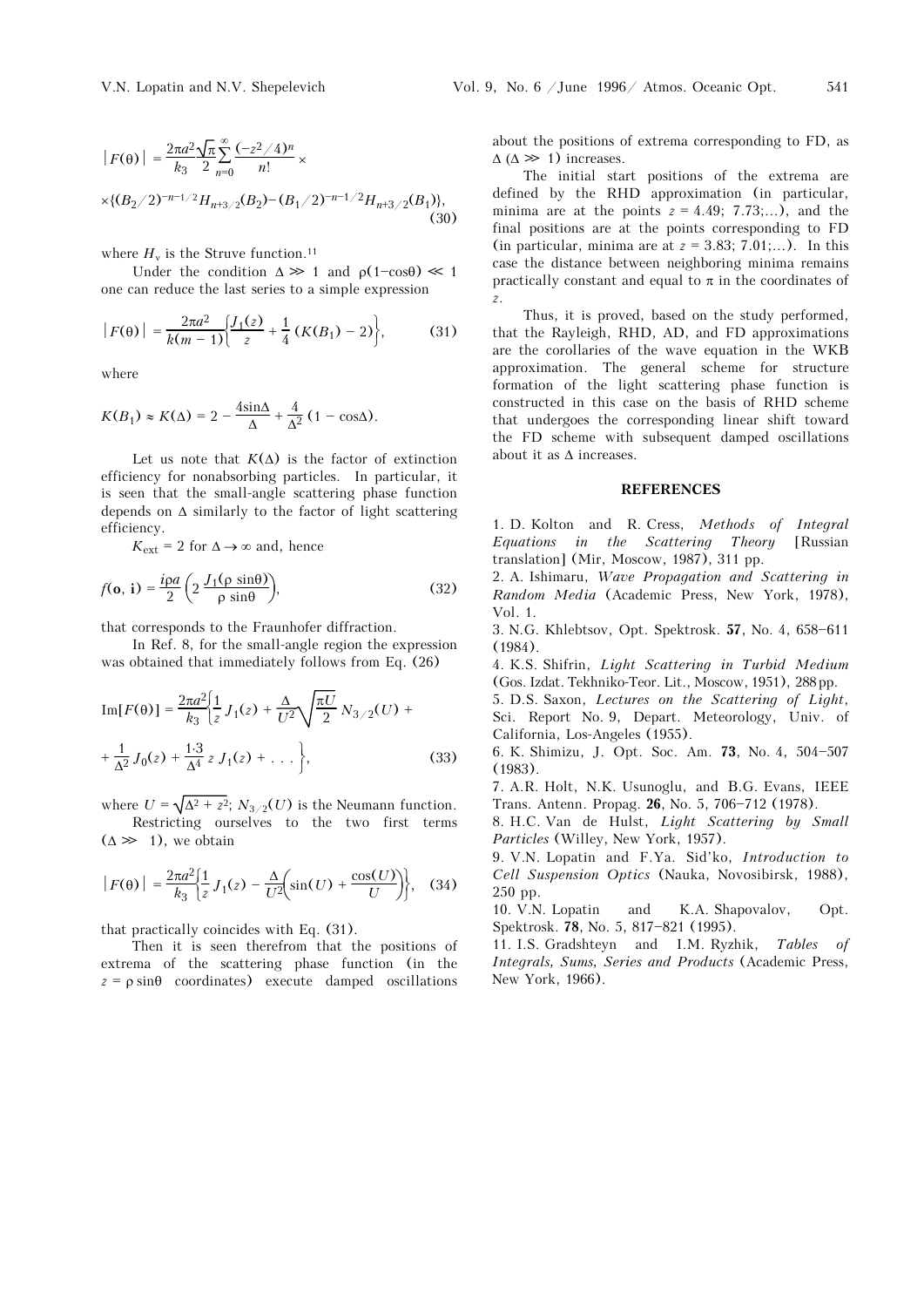$$|F(\theta)| = \frac{2\pi a^2}{k_3}\frac{\sqrt{\pi}}{2}\sum_{n=0}^{\infty}\frac{(-z^2/4)^n}{n!}\times$$

$$\times\{(B_2/2)^{-n-1/2}H_{n+3/2}(B_2)-(B_1/2)^{-n-1/2}H_{n+3/2}(B_1)\}, \tag{30}$$

where $H_\nu$ is the Struve function.[11]

Under the condition $\Delta \gg 1$ and $\rho(1-\cos\theta) \ll 1$ one can reduce the last series to a simple expression

$$|F(\theta)| = \frac{2\pi a^2}{k(m-1)}\left\{\frac{J_1(z)}{z} + \frac{1}{4}\,(K(B_1) - 2)\right\}, \tag{31}$$

where

$$K(B_1) \approx K(\Delta) = 2 - \frac{4\sin\Delta}{\Delta} + \frac{4}{\Delta^2}\,(1 - \cos\Delta).$$

Let us note that $K(\Delta)$ is the factor of extinction efficiency for nonabsorbing particles. In particular, it is seen that the small-angle scattering phase function depends on $\Delta$ similarly to the factor of light scattering efficiency.

$K_{\text{ext}} = 2$ for $\Delta \to \infty$ and, hence

$$f(\mathbf{o},\, \mathbf{i}) = \frac{i\rho a}{2}\left(2\,\frac{J_1(\rho\,\sin\theta)}{\rho\,\sin\theta}\right), \tag{32}$$

that corresponds to the Fraunhofer diffraction.

In Ref. 8, for the small-angle region the expression was obtained that immediately follows from Eq. (26)

$$\text{Im}[F(\theta)] = \frac{2\pi a^2}{k_3}\left\{\frac{1}{z}\,J_1(z) + \frac{\Delta}{U^2}\sqrt{\frac{\pi U}{2}}\,N_{3/2}(U) + \right.$$

$$\left. + \frac{1}{\Delta^2}\,J_0(z) + \frac{1\cdot 3}{\Delta^4}\,z\,J_1(z) + \ldots\right\}, \tag{33}$$

where $U = \sqrt{\Delta^2 + z^2}$; $N_{3/2}(U)$ is the Neumann function.

Restricting ourselves to the two first terms ($\Delta \gg 1$), we obtain

$$|F(\theta)| = \frac{2\pi a^2}{k_3}\left\{\frac{1}{z}\,J_1(z) - \frac{\Delta}{U^2}\left(\sin(U) + \frac{\cos(U)}{U}\right)\right\}, \tag{34}$$

that practically coincides with Eq. (31).

Then it is seen therefrom that the positions of extrema of the scattering phase function (in the $z = \rho\sin\theta$ coordinates) execute damped oscillations about the positions of extrema corresponding to FD, as $\Delta$ ($\Delta \gg 1$) increases.

The initial start positions of the extrema are defined by the RHD approximation (in particular, minima are at the points $z = 4.49$; $7.73$;...), and the final positions are at the points corresponding to FD (in particular, minima are at $z = 3.83$; $7.01$;...). In this case the distance between neighboring minima remains practically constant and equal to $\pi$ in the coordinates of $z$.

Thus, it is proved, based on the study performed, that the Rayleigh, RHD, AD, and FD approximations are the corollaries of the wave equation in the WKB approximation. The general scheme for structure formation of the light scattering phase function is constructed in this case on the basis of RHD scheme that undergoes the corresponding linear shift toward the FD scheme with subsequent damped oscillations about it as $\Delta$ increases.

## REFERENCES

1. D. Kolton and R. Cress, *Methods of Integral Equations in the Scattering Theory* [Russian translation] (Mir, Moscow, 1987), 311 pp.
2. A. Ishimaru, *Wave Propagation and Scattering in Random Media* (Academic Press, New York, 1978), Vol. 1.
3. N.G. Khlebtsov, Opt. Spektrosk. **57**, No. 4, 658–611 (1984).
4. K.S. Shifrin, *Light Scattering in Turbid Medium* (Gos. Izdat. Tekhniko-Teor. Lit., Moscow, 1951), 288 pp.
5. D.S. Saxon, *Lectures on the Scattering of Light*, Sci. Report No. 9, Depart. Meteorology, Univ. of California, Los-Angeles (1955).
6. K. Shimizu, J. Opt. Soc. Am. **73**, No. 4, 504–507 (1983).
7. A.R. Holt, N.K. Usunoglu, and B.G. Evans, IEEE Trans. Antenn. Propag. **26**, No. 5, 706–712 (1978).
8. H.C. Van de Hulst, *Light Scattering by Small Particles* (Willey, New York, 1957).
9. V.N. Lopatin and F.Ya. Sid'ko, *Introduction to Cell Suspension Optics* (Nauka, Novosibirsk, 1988), 250 pp.
10. V.N. Lopatin and K.A. Shapovalov, Opt. Spektrosk. **78**, No. 5, 817–821 (1995).
11. I.S. Gradshteyn and I.M. Ryzhik, *Tables of Integrals, Sums, Series and Products* (Academic Press, New York, 1966).